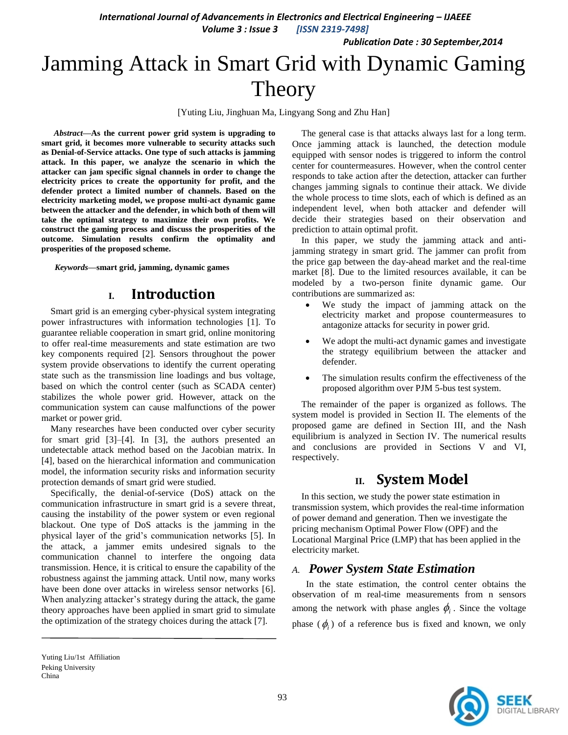# Jamming Attack in Smart Grid with Dynamic Gaming Theory

[Yuting Liu, Jinghuan Ma, Lingyang Song and Zhu Han]

***Abstract*—As the current power grid system is upgrading to smart grid, it becomes more vulnerable to security attacks such as Denial-of-Service attacks. One type of such attacks is jamming attack. In this paper, we analyze the scenario in which the attacker can jam specific signal channels in order to change the electricity prices to create the opportunity for profit, and the defender protect a limited number of channels. Based on the electricity marketing model, we propose multi-act dynamic game between the attacker and the defender, in which both of them will take the optimal strategy to maximize their own profits. We construct the gaming process and discuss the prosperities of the outcome. Simulation results confirm the optimality and prosperities of the proposed scheme.**

***Keywords*—smart grid, jamming, dynamic games**

## I. Introduction

Smart grid is an emerging cyber-physical system integrating power infrastructures with information technologies [1]. To guarantee reliable cooperation in smart grid, online monitoring to offer real-time measurements and state estimation are two key components required [2]. Sensors throughout the power system provide observations to identify the current operating state such as the transmission line loadings and bus voltage, based on which the control center (such as SCADA center) stabilizes the whole power grid. However, attack on the communication system can cause malfunctions of the power market or power grid.

Many researches have been conducted over cyber security for smart grid [3]–[4]. In [3], the authors presented an undetectable attack method based on the Jacobian matrix. In [4], based on the hierarchical information and communication model, the information security risks and information security protection demands of smart grid were studied.

Specifically, the denial-of-service (DoS) attack on the communication infrastructure in smart grid is a severe threat, causing the instability of the power system or even regional blackout. One type of DoS attacks is the jamming in the physical layer of the grid's communication networks [5]. In the attack, a jammer emits undesired signals to the communication channel to interfere the ongoing data transmission. Hence, it is critical to ensure the capability of the robustness against the jamming attack. Until now, many works have been done over attacks in wireless sensor networks [6]. When analyzing attacker's strategy during the attack, the game theory approaches have been applied in smart grid to simulate the optimization of the strategy choices during the attack [7].

The general case is that attacks always last for a long term. Once jamming attack is launched, the detection module equipped with sensor nodes is triggered to inform the control center for countermeasures. However, when the control center responds to take action after the detection, attacker can further changes jamming signals to continue their attack. We divide the whole process to time slots, each of which is defined as an independent level, when both attacker and defender will decide their strategies based on their observation and prediction to attain optimal profit.

In this paper, we study the jamming attack and anti-jamming strategy in smart grid. The jammer can profit from the price gap between the day-ahead market and the real-time market [8]. Due to the limited resources available, it can be modeled by a two-person finite dynamic game. Our contributions are summarized as:

- We study the impact of jamming attack on the electricity market and propose countermeasures to antagonize attacks for security in power grid.
- We adopt the multi-act dynamic games and investigate the strategy equilibrium between the attacker and defender.
- The simulation results confirm the effectiveness of the proposed algorithm over PJM 5-bus test system.

The remainder of the paper is organized as follows. The system model is provided in Section II. The elements of the proposed game are defined in Section III, and the Nash equilibrium is analyzed in Section IV. The numerical results and conclusions are provided in Sections V and VI, respectively.

## II. System Model

In this section, we study the power state estimation in transmission system, which provides the real-time information of power demand and generation. Then we investigate the pricing mechanism Optimal Power Flow (OPF) and the Locational Marginal Price (LMP) that has been applied in the electricity market.

### *A. Power System State Estimation*

In the state estimation, the control center obtains the observation of m real-time measurements from n sensors among the network with phase angles $\phi_i$. Since the voltage phase ($\phi_i$) of a reference bus is fixed and known, we only

Yuting Liu/1st Affiliation
Peking University
China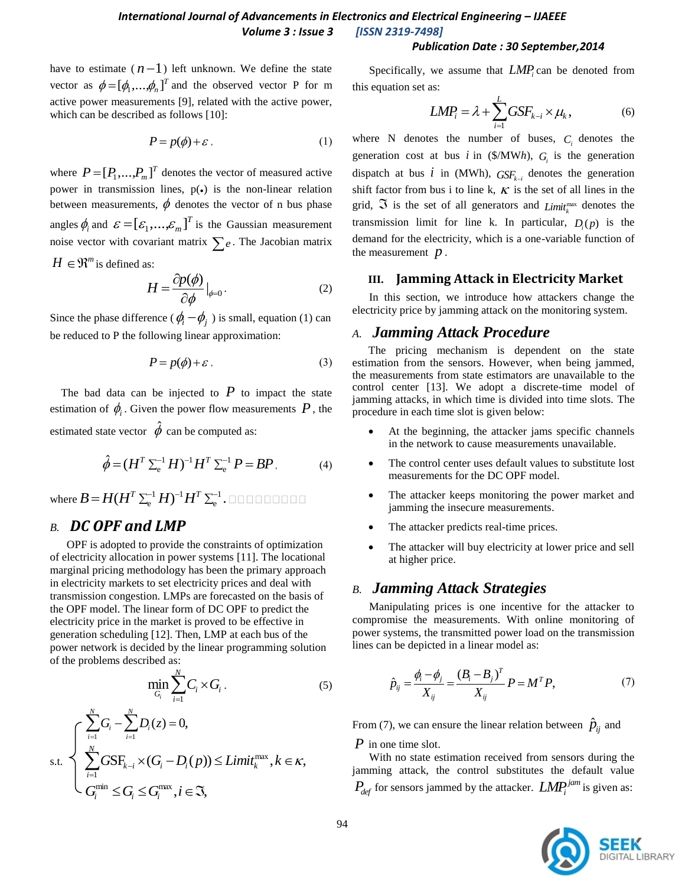have to estimate ($n-1$) left unknown. We define the state vector as $\phi = [\phi_1, ..., \phi_n]^T$ and the observed vector P for m active power measurements [9], related with the active power, which can be described as follows [10]:

$$P = p(\phi) + \varepsilon \,, \tag{1}$$

where $P = [P_1, ..., P_m]^T$ denotes the vector of measured active power in transmission lines, p(•) is the non-linear relation between measurements, $\phi$ denotes the vector of n bus phase angles $\phi_i$ and $\varepsilon = [\varepsilon_1, ..., \varepsilon_m]^T$ is the Gaussian measurement noise vector with covariant matrix $\sum e$. The Jacobian matrix $H \in \Re^m$ is defined as:

$$H = \frac{\partial p(\phi)}{\partial \phi}\Big|_{\phi=0} \,. \tag{2}$$

Since the phase difference ( $\phi_i - \phi_j$ ) is small, equation (1) can be reduced to P the following linear approximation:

$$P = p(\phi) + \varepsilon \,, \tag{3}$$

The bad data can be injected to $P$ to impact the state estimation of $\phi_i$. Given the power flow measurements $P$, the estimated state vector $\hat{\phi}$ can be computed as:

$$\hat{\phi} = (H^T \Sigma_e^{-1} H)^{-1} H^T \Sigma_e^{-1} P = BP \,, \tag{4}$$

where $B = H(H^T \Sigma_e^{-1} H)^{-1} H^T \Sigma_e^{-1}$.

## B. DC OPF and LMP

OPF is adopted to provide the constraints of optimization of electricity allocation in power systems [11]. The locational marginal pricing methodology has been the primary approach in electricity markets to set electricity prices and deal with transmission congestion. LMPs are forecasted on the basis of the OPF model. The linear form of DC OPF to predict the electricity price in the market is proved to be effective in generation scheduling [12]. Then, LMP at each bus of the power network is decided by the linear programming solution of the problems described as:

$$\min_{G_i} \sum_{i=1}^{N} C_i \times G_i \,. \tag{5}$$

$$\text{s.t.} \begin{cases} \sum_{i=1}^{N} G_i - \sum_{i=1}^{N} D_i(z) = 0, \\ \sum_{i=1}^{N} \text{GSF}_{k-i} \times (G_i - D_i(p)) \le Limit_k^{\max}, k \in \kappa, \\ G_i^{\min} \le G_i \le G_i^{\max}, i \in \Im, \end{cases}$$

Specifically, we assume that $LMP_i$ can be denoted from this equation set as:

$$LMP_i = \lambda + \sum_{i=1}^{L} GSF_{k-i} \times \mu_k \,, \tag{6}$$

where N denotes the number of buses, $C_i$ denotes the generation cost at bus $i$ in (\$/MW*h*), $G_i$ is the generation dispatch at bus $i$ in (MWh), $GSF_{k-i}$ denotes the generation shift factor from bus i to line k, $\kappa$ is the set of all lines in the grid, $\Im$ is the set of all generators and $Limit_k^{\max}$ denotes the transmission limit for line k. In particular, $D_i(p)$ is the demand for the electricity, which is a one-variable function of the measurement $p$.

# III. Jamming Attack in Electricity Market

In this section, we introduce how attackers change the electricity price by jamming attack on the monitoring system.

## A. Jamming Attack Procedure

The pricing mechanism is dependent on the state estimation from the sensors. However, when being jammed, the measurements from state estimators are unavailable to the control center [13]. We adopt a discrete-time model of jamming attacks, in which time is divided into time slots. The procedure in each time slot is given below:

- At the beginning, the attacker jams specific channels in the network to cause measurements unavailable.
- The control center uses default values to substitute lost measurements for the DC OPF model.
- The attacker keeps monitoring the power market and jamming the insecure measurements.
- The attacker predicts real-time prices.
- The attacker will buy electricity at lower price and sell at higher price.

## B. Jamming Attack Strategies

Manipulating prices is one incentive for the attacker to compromise the measurements. With online monitoring of power systems, the transmitted power load on the transmission lines can be depicted in a linear model as:

$$\hat{p}_{ij} = \frac{\phi_i - \phi_j}{X_{ij}} = \frac{(B_i - B_j)^T}{X_{ij}} P = M^T P, \tag{7}$$

From (7), we can ensure the linear relation between $\hat{p}_{ij}$ and $P$ in one time slot.

With no state estimation received from sensors during the jamming attack, the control substitutes the default value $P_{def}$ for sensors jammed by the attacker. $LMP_i^{jam}$ is given as: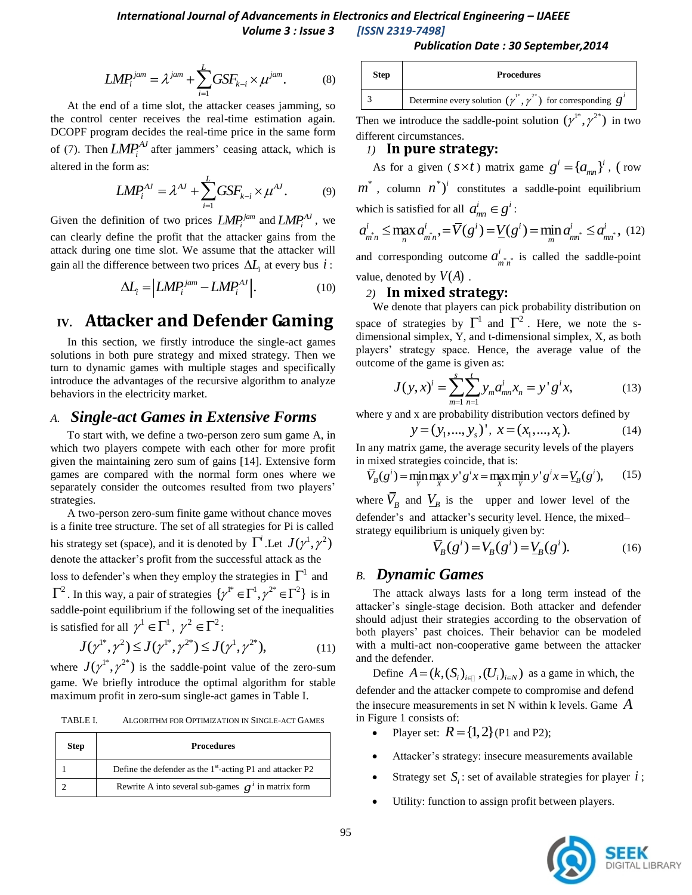$$LMP_i^{jam} = \lambda^{jam} + \sum_{i=1}^{L} GSF_{k-i} \times \mu^{jam}. \qquad (8)$$

At the end of a time slot, the attacker ceases jamming, so the control center receives the real-time estimation again. DCOPF program decides the real-time price in the same form of (7). Then $LMP_i^{AJ}$ after jammers' ceasing attack, which is altered in the form as:

$$LMP_i^{AJ} = \lambda^{AJ} + \sum_{i=1}^{L} GSF_{k-i} \times \mu^{AJ}. \qquad (9)$$

Given the definition of two prices $LMP_i^{jam}$ and $LMP_i^{AJ}$, we can clearly define the profit that the attacker gains from the attack during one time slot. We assume that the attacker will gain all the difference between two prices $\Delta L_i$ at every bus $i$:

$$\Delta L_i = \left| LMP_i^{jam} - LMP_i^{AJ} \right|. \qquad (10)$$

## IV. Attacker and Defender Gaming

In this section, we firstly introduce the single-act games solutions in both pure strategy and mixed strategy. Then we turn to dynamic games with multiple stages and specifically introduce the advantages of the recursive algorithm to analyze behaviors in the electricity market.

### A. Single-act Games in Extensive Forms

To start with, we define a two-person zero sum game A, in which two players compete with each other for more profit given the maintaining zero sum of gains [14]. Extensive form games are compared with the normal form ones where we separately consider the outcomes resulted from two players' strategies.

A two-person zero-sum finite game without chance moves is a finite tree structure. The set of all strategies for Pi is called his strategy set (space), and it is denoted by $\Gamma^i$. Let $J(\gamma^1, \gamma^2)$ denote the attacker's profit from the successful attack as the loss to defender's when they employ the strategies in $\Gamma^1$ and $\Gamma^2$. In this way, a pair of strategies $\{\gamma^{1*} \in \Gamma^1, \gamma^{2*} \in \Gamma^2\}$ is in saddle-point equilibrium if the following set of the inequalities is satisfied for all $\gamma^1 \in \Gamma^1$, $\gamma^2 \in \Gamma^2$:

$$J(\gamma^{1*}, \gamma^2) \le J(\gamma^{1*}, \gamma^{2*}) \le J(\gamma^1, \gamma^{2*}), \qquad (11)$$

where $J(\gamma^{1*}, \gamma^{2*})$ is the saddle-point value of the zero-sum game. We briefly introduce the optimal algorithm for stable maximum profit in zero-sum single-act games in Table I.

TABLE I. Algorithm for Optimization in Single-act Games

| Step | Procedures |
|---|---|
| 1 | Define the defender as the 1st-acting P1 and attacker P2 |
| 2 | Rewrite A into several sub-games $g^i$ in matrix form |
| 3 | Determine every solution $(\gamma^{1*}, \gamma^{2*})$ for corresponding $g^i$ |

Then we introduce the saddle-point solution $(\gamma^{1*}, \gamma^{2*})$ in two different circumstances.

#### 1) In pure strategy:

As for a given ($s \times t$) matrix game $g^i = \{a_{mn}\}^i$, (row $m^*$, column $n^*)^i$ constitutes a saddle-point equilibrium which is satisfied for all $a_{mn}^i \in g^i$:

$$a_{m^*n}^i \le \max_n a_{m^*n}^i, = \bar{V}(g^i) = \underline{V}(g^i) = \min_m a_{mn^*}^i \le a_{mn^*}^i, \qquad (12)$$

and corresponding outcome $a_{m^*n^*}^i$ is called the saddle-point value, denoted by $V(A)$.

#### 2) In mixed strategy:

We denote that players can pick probability distribution on space of strategies by $\Gamma^1$ and $\Gamma^2$. Here, we note the s-dimensional simplex, Y, and t-dimensional simplex, X, as both players' strategy space. Hence, the average value of the outcome of the game is given as:

$$J(y,x)^i = \sum_{m=1}^{s} \sum_{n=1}^{t} y_m a_{mn}^i x_n = y' g^i x, \qquad (13)$$

where y and x are probability distribution vectors defined by

$$y = (y_1, ..., y_s)', \; x = (x_1, ..., x_t). \qquad (14)$$

In any matrix game, the average security levels of the players in mixed strategies coincide, that is:

$$\bar{V}_B(g^i) = \min_Y \max_X y' g^i x = \max_X \min_Y y' g^i x = \underline{V}_B(g^i), \qquad (15)$$

where $\bar{V}_B$ and $\underline{V}_B$ is the upper and lower level of the defender's and attacker's security level. Hence, the mixed–strategy equilibrium is uniquely given by:

$$\bar{V}_B(g^i) = V_B(g^i) = \underline{V}_B(g^i). \qquad (16)$$

### B. Dynamic Games

The attack always lasts for a long term instead of the attacker's single-stage decision. Both attacker and defender should adjust their strategies according to the observation of both players' past choices. Their behavior can be modeled with a multi-act non-cooperative game between the attacker and the defender.

Define $A = (k, (S_i)_{i \in \square}, (U_i)_{i \in N})$ as a game in which, the defender and the attacker compete to compromise and defend the insecure measurements in set N within k levels. Game $A$ in Figure 1 consists of:

- Player set: $R = \{1, 2\}$ (P1 and P2);
- Attacker's strategy: insecure measurements available
- Strategy set $S_i$: set of available strategies for player $i$;
- Utility: function to assign profit between players.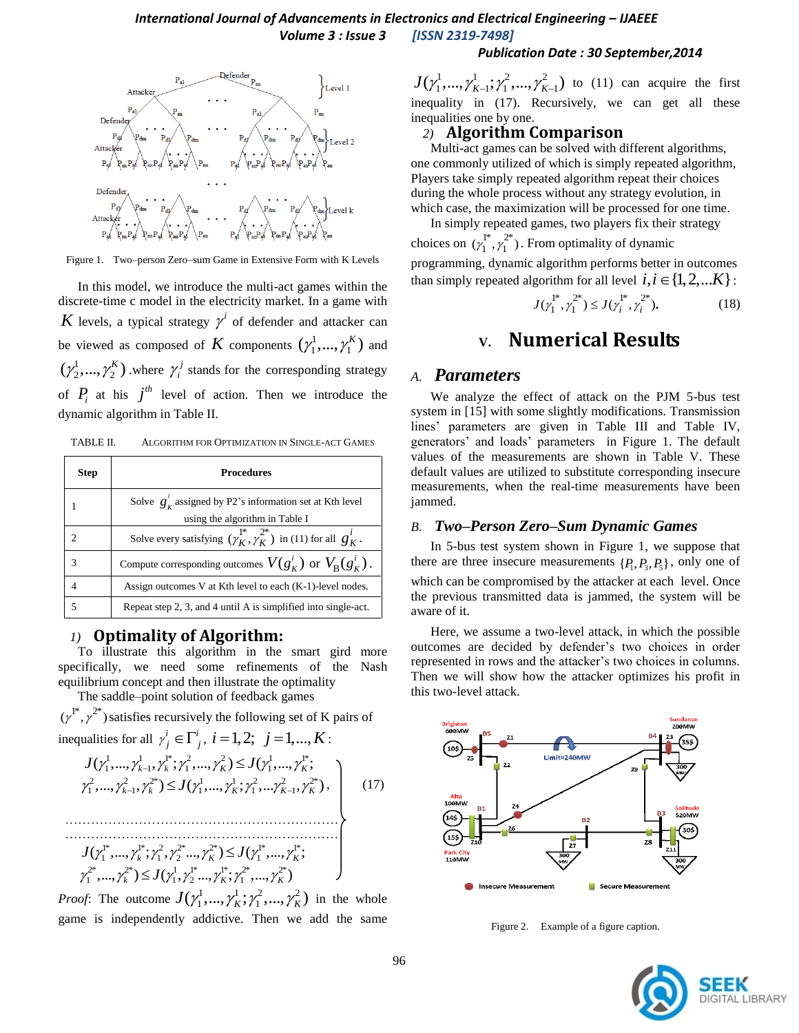Figure 1. Two–person Zero–sum Game in Extensive Form with K Levels

In this model, we introduce the multi-act games within the discrete-time c model in the electricity market. In a game with $K$ levels, a typical strategy $\gamma^i$ of defender and attacker can be viewed as composed of $K$ components $(\gamma_1^1,...,\gamma_1^K)$ and $(\gamma_2^1,...,\gamma_2^K)$ .where $\gamma_i^j$ stands for the corresponding strategy of $P_i$ at his $j^{th}$ level of action. Then we introduce the dynamic algorithm in Table II.

TABLE II. ALGORITHM FOR OPTIMIZATION IN SINGLE-ACT GAMES

| Step | Procedures |
|---|---|
| 1 | Solve $g_K^i$ assigned by P2's information set at Kth level using the algorithm in Table I |
| 2 | Solve every satisfying $(\gamma_K^{1*},\gamma_K^{2*})$ in (11) for all $g_K^i$. |
| 3 | Compute corresponding outcomes $V(g_K^i)$ or $V_B(g_K^i)$. |
| 4 | Assign outcomes V at Kth level to each (K-1)-level nodes. |
| 5 | Repeat step 2, 3, and 4 until A is simplified into single-act. |

### 1) Optimality of Algorithm:

To illustrate this algorithm in the smart gird more specifically, we need some refinements of the Nash equilibrium concept and then illustrate the optimality

The saddle–point solution of feedback games $(\gamma^{1*},\gamma^{2*})$ satisfies recursively the following set of K pairs of inequalities for all $\gamma_j^i \in \Gamma_j^i,\ i=1,2;\ j=1,...,K$:

$$
\left.
\begin{aligned}
&J(\gamma_1^1,...,\gamma_{k-1}^1,\gamma_k^{1*};\gamma_1^2,...,\gamma_K^2) \le J(\gamma_1^1,...,\gamma_K^{1*};\\
&\gamma_1^2,...,\gamma_{k-1}^2,\gamma_k^{2*}) \le J(\gamma_1^1,...,\gamma_K^1;\gamma_1^2,...\gamma_{K-1}^2,\gamma_K^{2*}),\\
&\cdots\cdots\cdots\cdots\cdots\cdots\cdots\cdots\cdots\cdots\cdots\cdots\cdots\cdots\\
&\cdots\cdots\cdots\cdots\cdots\cdots\cdots\cdots\cdots\cdots\cdots\cdots\cdots\cdots\\
&J(\gamma_1^{1*},...,\gamma_k^{1*};\gamma_1^2,\gamma_2^{2*}...,\gamma_K^{2*}) \le J(\gamma_1^{1*},...,\gamma_K^{1*};\\
&\gamma_1^{2*},...,\gamma_k^{2*}) \le J(\gamma_1^1,\gamma_2^{1*}...,\gamma_K^{1*};\gamma_1^{2*},...,\gamma_K^{2*})
\end{aligned}
\right\}
\quad (17)
$$

*Proof*: The outcome $J(\gamma_1^1,...,\gamma_K^1;\gamma_1^2,...,\gamma_K^2)$ in the whole game is independently addictive. Then we add the same $J(\gamma_1^1,...,\gamma_{K-1}^1;\gamma_1^2,...,\gamma_{K-1}^2)$ to (11) can acquire the first inequality in (17). Recursively, we can get all these inequalities one by one.

### 2) Algorithm Comparison

Multi-act games can be solved with different algorithms, one commonly utilized of which is simply repeated algorithm, Players take simply repeated algorithm repeat their choices during the whole process without any strategy evolution, in which case, the maximization will be processed for one time.

In simply repeated games, two players fix their strategy choices on $(\gamma_1^{1*},\gamma_1^{2*})$. From optimality of dynamic programming, dynamic algorithm performs better in outcomes than simply repeated algorithm for all level $i, i \in \{1,2,...K\}$:

$$J(\gamma_1^{1*},\gamma_1^{2*}) \le J(\gamma_i^{1*},\gamma_i^{2*}). \quad (18)$$

# V. Numerical Results

## A. Parameters

We analyze the effect of attack on the PJM 5-bus test system in [15] with some slightly modifications. Transmission lines' parameters are given in Table III and Table IV, generators' and loads' parameters in Figure 1. The default values of the measurements are shown in Table V. These default values are utilized to substitute corresponding insecure measurements, when the real-time measurements have been jammed.

## B. Two–Person Zero–Sum Dynamic Games

In 5-bus test system shown in Figure 1, we suppose that there are three insecure measurements $\{P_1,P_3,P_5\}$, only one of which can be compromised by the attacker at each level. Once the previous transmitted data is jammed, the system will be aware of it.

Here, we assume a two-level attack, in which the possible outcomes are decided by defender's two choices in order represented in rows and the attacker's two choices in columns. Then we will show how the attacker optimizes his profit in this two-level attack.

Figure 2. Example of a figure caption.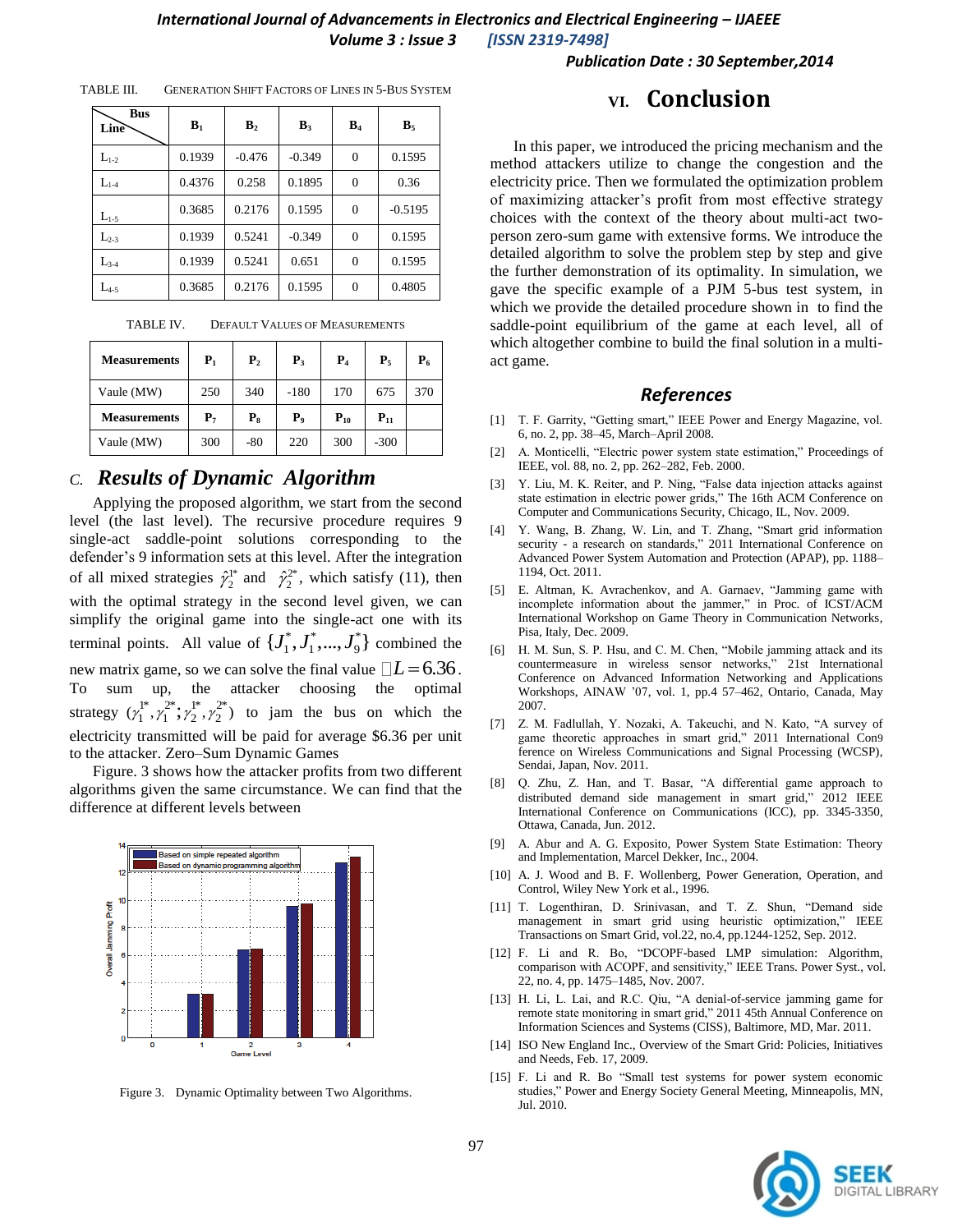TABLE III. GENERATION SHIFT FACTORS OF LINES IN 5-BUS SYSTEM

| Line \ Bus | $B_1$ | $B_2$ | $B_3$ | $B_4$ | $B_5$ |
|---|---|---|---|---|---|
| $L_{1-2}$ | 0.1939 | -0.476 | -0.349 | 0 | 0.1595 |
| $L_{1-4}$ | 0.4376 | 0.258 | 0.1895 | 0 | 0.36 |
| $L_{1-5}$ | 0.3685 | 0.2176 | 0.1595 | 0 | -0.5195 |
| $L_{2-3}$ | 0.1939 | 0.5241 | -0.349 | 0 | 0.1595 |
| $L_{3-4}$ | 0.1939 | 0.5241 | 0.651 | 0 | 0.1595 |
| $L_{4-5}$ | 0.3685 | 0.2176 | 0.1595 | 0 | 0.4805 |

TABLE IV. DEFAULT VALUES OF MEASUREMENTS

| Measurements | $P_1$ | $P_2$ | $P_3$ | $P_4$ | $P_5$ | $P_6$ |
|---|---|---|---|---|---|---|
| Vaule (MW) | 250 | 340 | -180 | 170 | 675 | 370 |
| **Measurements** | $P_7$ | $P_8$ | $P_9$ | $P_{10}$ | $P_{11}$ | |
| Vaule (MW) | 300 | -80 | 220 | 300 | -300 | |

### C. *Results of Dynamic Algorithm*

Applying the proposed algorithm, we start from the second level (the last level). The recursive procedure requires 9 single-act saddle-point solutions corresponding to the defender's 9 information sets at this level. After the integration of all mixed strategies $\hat{\gamma}_2^{1*}$ and $\hat{\gamma}_2^{2*}$, which satisfy (11), then with the optimal strategy in the second level given, we can simplify the original game into the single-act one with its terminal points. All value of $\{J_1^*, J_1^*, ..., J_9^*\}$ combined the new matrix game, so we can solve the final value $\square L = 6.36$. To sum up, the attacker choosing the optimal strategy $(\gamma_1^{1*}, \gamma_1^{2*}; \gamma_2^{1*}, \gamma_2^{2*})$ to jam the bus on which the electricity transmitted will be paid for average \$6.36 per unit to the attacker. Zero–Sum Dynamic Games

Figure. 3 shows how the attacker profits from two different algorithms given the same circumstance. We can find that the difference at different levels between

Based on simple repeated algorithm
Based on dynamic programming algorithm
Overall Jamming Profit
Game Level
0 1 2 3 4
0 2 4 6 8 10 12 14

Figure 3. Dynamic Optimality between Two Algorithms.

## VI. Conclusion

In this paper, we introduced the pricing mechanism and the method attackers utilize to change the congestion and the electricity price. Then we formulated the optimization problem of maximizing attacker's profit from most effective strategy choices with the context of the theory about multi-act two-person zero-sum game with extensive forms. We introduce the detailed algorithm to solve the problem step by step and give the further demonstration of its optimality. In simulation, we gave the specific example of a PJM 5-bus test system, in which we provide the detailed procedure shown in to find the saddle-point equilibrium of the game at each level, all of which altogether combine to build the final solution in a multi-act game.

## References

[1] T. F. Garrity, "Getting smart," IEEE Power and Energy Magazine, vol. 6, no. 2, pp. 38–45, March–April 2008.

[2] A. Monticelli, "Electric power system state estimation," Proceedings of IEEE, vol. 88, no. 2, pp. 262–282, Feb. 2000.

[3] Y. Liu, M. K. Reiter, and P. Ning, "False data injection attacks against state estimation in electric power grids," The 16th ACM Conference on Computer and Communications Security, Chicago, IL, Nov. 2009.

[4] Y. Wang, B. Zhang, W. Lin, and T. Zhang, "Smart grid information security - a research on standards," 2011 International Conference on Advanced Power System Automation and Protection (APAP), pp. 1188–1194, Oct. 2011.

[5] E. Altman, K. Avrachenkov, and A. Garnaev, "Jamming game with incomplete information about the jammer," in Proc. of ICST/ACM International Workshop on Game Theory in Communication Networks, Pisa, Italy, Dec. 2009.

[6] H. M. Sun, S. P. Hsu, and C. M. Chen, "Mobile jamming attack and its countermeasure in wireless sensor networks," 21st International Conference on Advanced Information Networking and Applications Workshops, AINAW '07, vol. 1, pp.4 57–462, Ontario, Canada, May 2007.

[7] Z. M. Fadlullah, Y. Nozaki, A. Takeuchi, and N. Kato, "A survey of game theoretic approaches in smart grid," 2011 International Con9 ference on Wireless Communications and Signal Processing (WCSP), Sendai, Japan, Nov. 2011.

[8] Q. Zhu, Z. Han, and T. Basar, "A differential game approach to distributed demand side management in smart grid," 2012 IEEE International Conference on Communications (ICC), pp. 3345-3350, Ottawa, Canada, Jun. 2012.

[9] A. Abur and A. G. Exposito, Power System State Estimation: Theory and Implementation, Marcel Dekker, Inc., 2004.

[10] A. J. Wood and B. F. Wollenberg, Power Generation, Operation, and Control, Wiley New York et al., 1996.

[11] T. Logenthiran, D. Srinivasan, and T. Z. Shun, "Demand side management in smart grid using heuristic optimization," IEEE Transactions on Smart Grid, vol.22, no.4, pp.1244-1252, Sep. 2012.

[12] F. Li and R. Bo, "DCOPF-based LMP simulation: Algorithm, comparison with ACOPF, and sensitivity," IEEE Trans. Power Syst., vol. 22, no. 4, pp. 1475–1485, Nov. 2007.

[13] H. Li, L. Lai, and R.C. Qiu, "A denial-of-service jamming game for remote state monitoring in smart grid," 2011 45th Annual Conference on Information Sciences and Systems (CISS), Baltimore, MD, Mar. 2011.

[14] ISO New England Inc., Overview of the Smart Grid: Policies, Initiatives and Needs, Feb. 17, 2009.

[15] F. Li and R. Bo "Small test systems for power system economic studies," Power and Energy Society General Meeting, Minneapolis, MN, Jul. 2010.